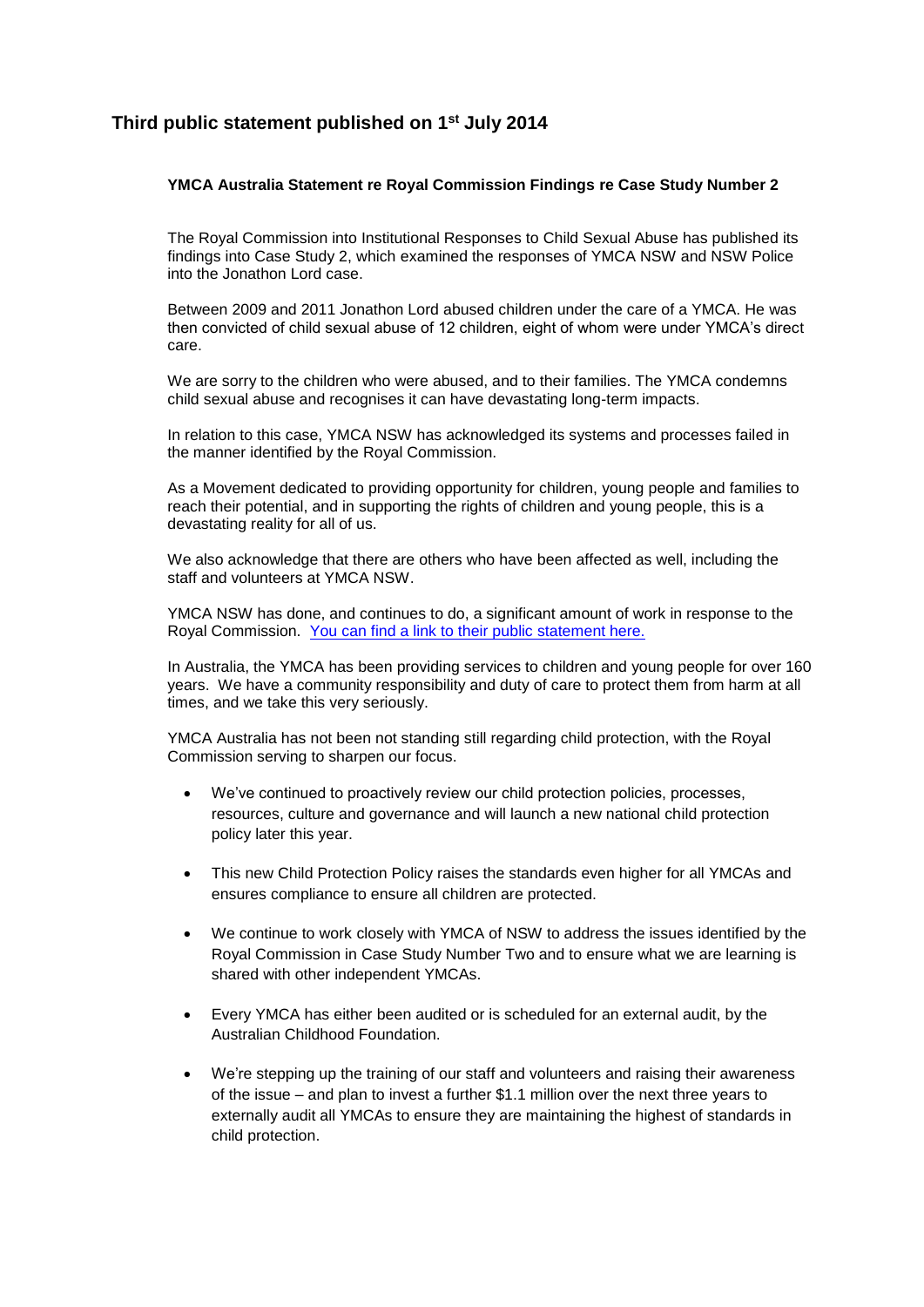## Third public statement published on 1st July 2014

**YMCA Australia Statement re Royal Commission Findings re Case Study Number 2**

The Royal Commission into Institutional Responses to Child Sexual Abuse has published its findings into Case Study 2, which examined the responses of YMCA NSW and NSW Police into the Jonathon Lord case.

Between 2009 and 2011 Jonathon Lord abused children under the care of a YMCA. He was then convicted of child sexual abuse of 12 children, eight of whom were under YMCA's direct care.

We are sorry to the children who were abused, and to their families. The YMCA condemns child sexual abuse and recognises it can have devastating long-term impacts.

In relation to this case, YMCA NSW has acknowledged its systems and processes failed in the manner identified by the Royal Commission.

As a Movement dedicated to providing opportunity for children, young people and families to reach their potential, and in supporting the rights of children and young people, this is a devastating reality for all of us.

We also acknowledge that there are others who have been affected as well, including the staff and volunteers at YMCA NSW.

YMCA NSW has done, and continues to do, a significant amount of work in response to the Royal Commission. [You can find a link to their public statement here.]

In Australia, the YMCA has been providing services to children and young people for over 160 years. We have a community responsibility and duty of care to protect them from harm at all times, and we take this very seriously.

YMCA Australia has not been not standing still regarding child protection, with the Royal Commission serving to sharpen our focus.

- We've continued to proactively review our child protection policies, processes, resources, culture and governance and will launch a new national child protection policy later this year.
- This new Child Protection Policy raises the standards even higher for all YMCAs and ensures compliance to ensure all children are protected.
- We continue to work closely with YMCA of NSW to address the issues identified by the Royal Commission in Case Study Number Two and to ensure what we are learning is shared with other independent YMCAs.
- Every YMCA has either been audited or is scheduled for an external audit, by the Australian Childhood Foundation.
- We're stepping up the training of our staff and volunteers and raising their awareness of the issue – and plan to invest a further $1.1 million over the next three years to externally audit all YMCAs to ensure they are maintaining the highest of standards in child protection.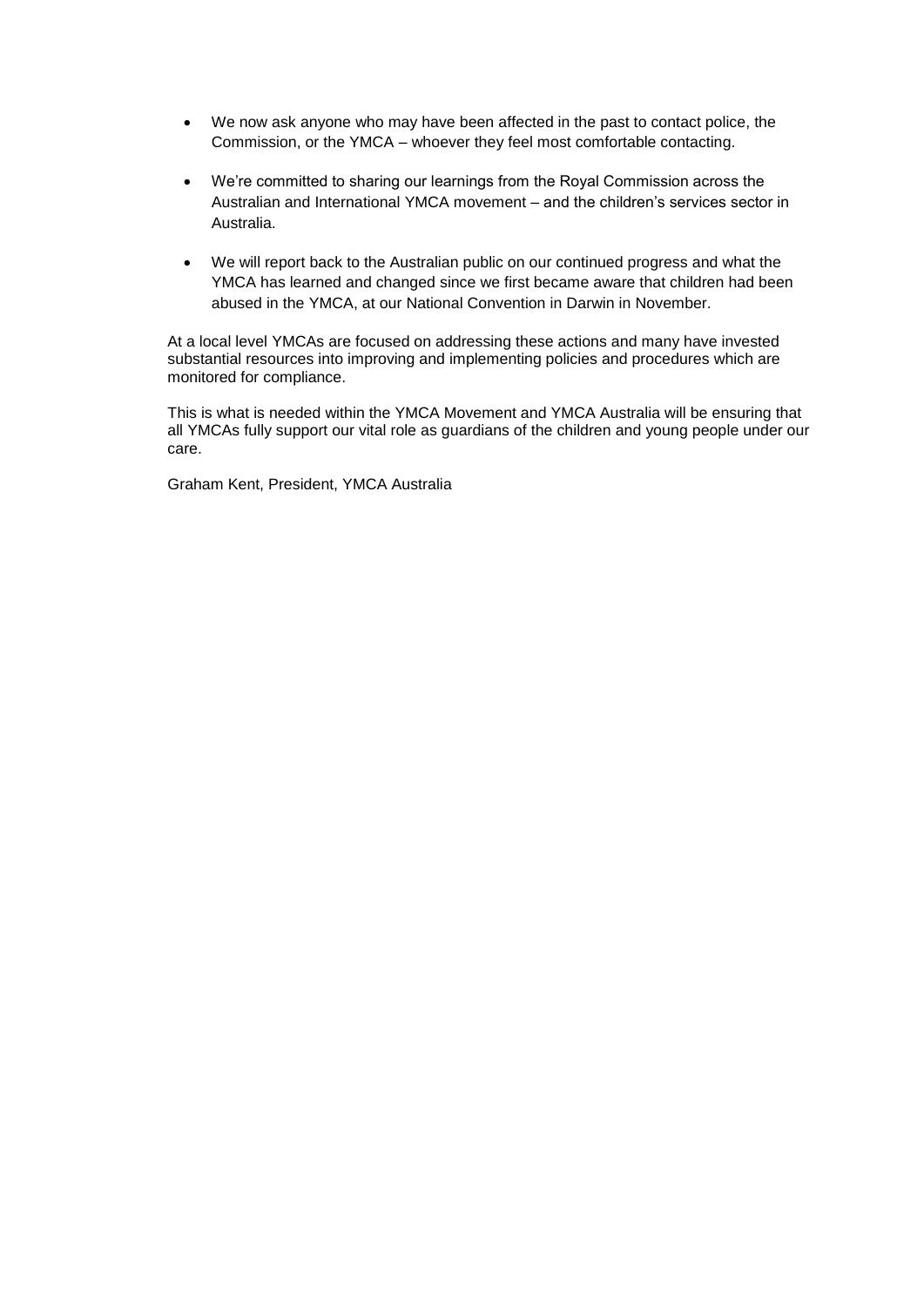- We now ask anyone who may have been affected in the past to contact police, the Commission, or the YMCA – whoever they feel most comfortable contacting.
- We're committed to sharing our learnings from the Royal Commission across the Australian and International YMCA movement – and the children's services sector in Australia.
- We will report back to the Australian public on our continued progress and what the YMCA has learned and changed since we first became aware that children had been abused in the YMCA, at our National Convention in Darwin in November.

At a local level YMCAs are focused on addressing these actions and many have invested substantial resources into improving and implementing policies and procedures which are monitored for compliance.

This is what is needed within the YMCA Movement and YMCA Australia will be ensuring that all YMCAs fully support our vital role as guardians of the children and young people under our care.

Graham Kent, President, YMCA Australia